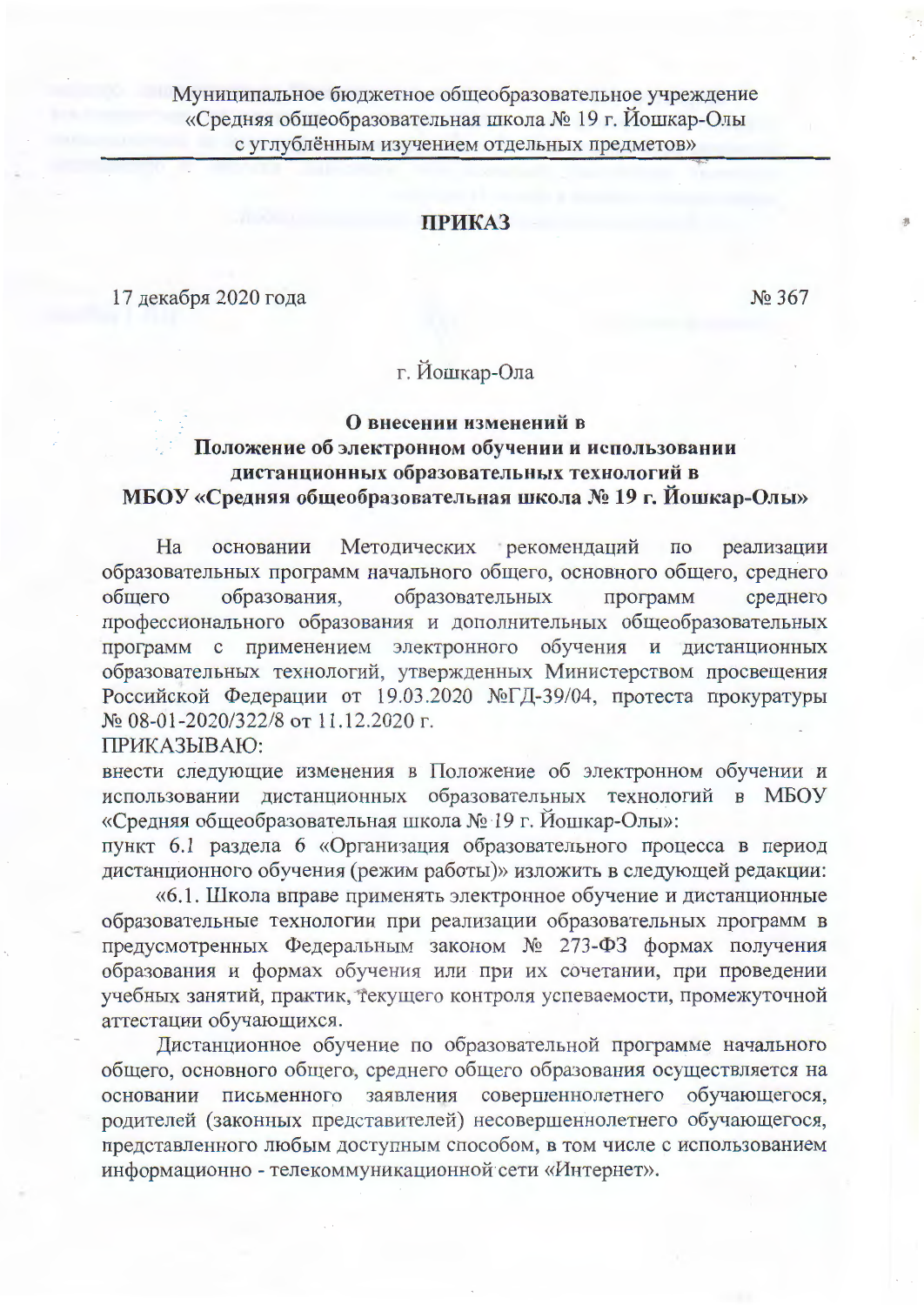Муниципальное бюджетное общеобразовательное учреждение
«Средняя общеобразовательная школа № 19 г. Йошкар-Олы
с углублённым изучением отдельных предметов»

## ПРИКАЗ

17 декабря 2020 года № 367

г. Йошкар-Ола

**О внесении изменений в
Положение об электронном обучении и использовании
дистанционных образовательных технологий в
МБОУ «Средняя общеобразовательная школа № 19 г. Йошкар-Олы»**

На основании Методических рекомендаций по реализации образовательных программ начального общего, основного общего, среднего общего образования, образовательных программ среднего профессионального образования и дополнительных общеобразовательных программ с применением электронного обучения и дистанционных образовательных технологий, утвержденных Министерством просвещения Российской Федерации от 19.03.2020 №ГД-39/04, протеста прокуратуры № 08-01-2020/322/8 от 11.12.2020 г.

ПРИКАЗЫВАЮ:

внести следующие изменения в Положение об электронном обучении и использовании дистанционных образовательных технологий в МБОУ «Средняя общеобразовательная школа № 19 г. Йошкар-Олы»:

пункт 6.1 раздела 6 «Организация образовательного процесса в период дистанционного обучения (режим работы)» изложить в следующей редакции:

«6.1. Школа вправе применять электронное обучение и дистанционные образовательные технологии при реализации образовательных программ в предусмотренных Федеральным законом № 273-ФЗ формах получения образования и формах обучения или при их сочетании, при проведении учебных занятий, практик, текущего контроля успеваемости, промежуточной аттестации обучающихся.

Дистанционное обучение по образовательной программе начального общего, основного общего, среднего общего образования осуществляется на основании письменного заявления совершеннолетнего обучающегося, родителей (законных представителей) несовершеннолетнего обучающегося, представленного любым доступным способом, в том числе с использованием информационно - телекоммуникационной сети «Интернет».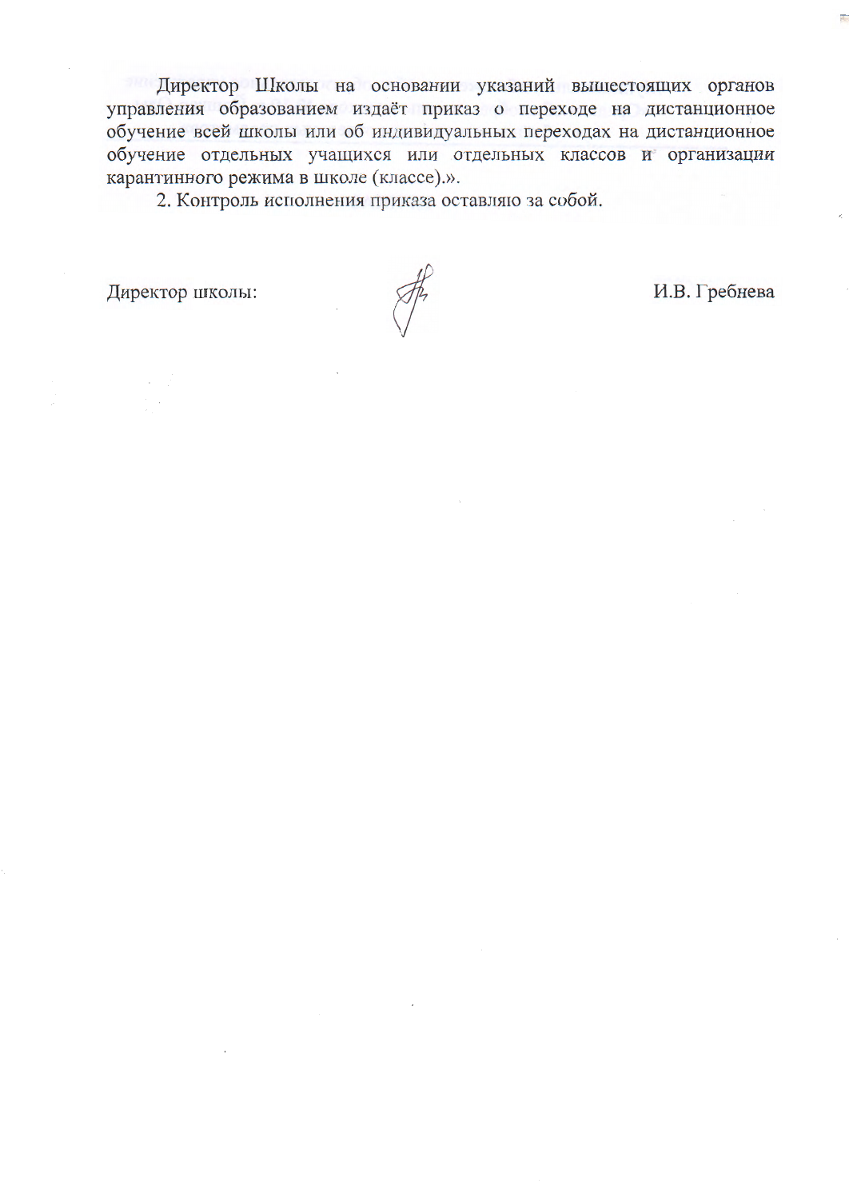Директор Школы на основании указаний вышестоящих органов управления образованием издаёт приказ о переходе на дистанционное обучение всей школы или об индивидуальных переходах на дистанционное обучение отдельных учащихся или отдельных классов и организации карантинного режима в школе (классе).».

2. Контроль исполнения приказа оставляю за собой.

Директор школы: И.В. Гребнева